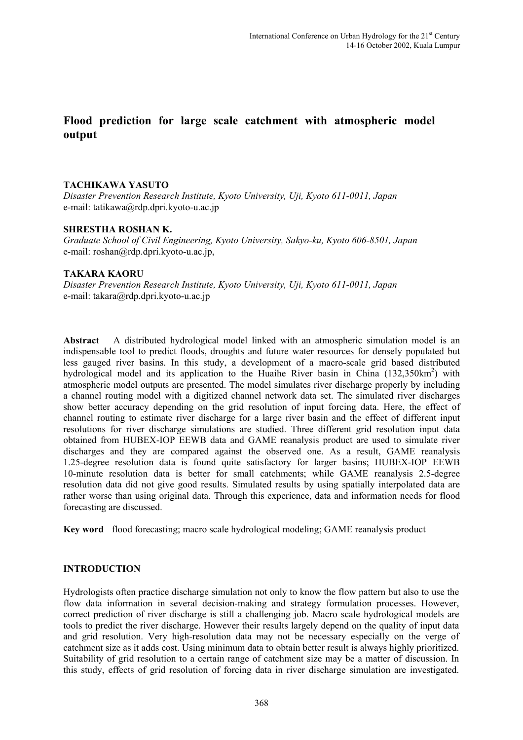# Flood prediction for large scale catchment with atmospheric model output

**TACHIKAWA YASUTO**

*Disaster Prevention Research Institute, Kyoto University, Uji, Kyoto 611-0011, Japan*

e-mail: tatikawa@rdp.dpri.kyoto-u.ac.jp

**SHRESTHA ROSHAN K.**

*Graduate School of Civil Engineering, Kyoto University, Sakyo-ku, Kyoto 606-8501, Japan*

e-mail: roshan@rdp.dpri.kyoto-u.ac.jp,

**TAKARA KAORU**

*Disaster Prevention Research Institute, Kyoto University, Uji, Kyoto 611-0011, Japan*

e-mail: takara@rdp.dpri.kyoto-u.ac.jp

**Abstract** A distributed hydrological model linked with an atmospheric simulation model is an indispensable tool to predict floods, droughts and future water resources for densely populated but less gauged river basins. In this study, a development of a macro-scale grid based distributed hydrological model and its application to the Huaihe River basin in China (132,350km$^2$) with atmospheric model outputs are presented. The model simulates river discharge properly by including a channel routing model with a digitized channel network data set. The simulated river discharges show better accuracy depending on the grid resolution of input forcing data. Here, the effect of channel routing to estimate river discharge for a large river basin and the effect of different input resolutions for river discharge simulations are studied. Three different grid resolution input data obtained from HUBEX-IOP EEWB data and GAME reanalysis product are used to simulate river discharges and they are compared against the observed one. As a result, GAME reanalysis 1.25-degree resolution data is found quite satisfactory for larger basins; HUBEX-IOP EEWB 10-minute resolution data is better for small catchments; while GAME reanalysis 2.5-degree resolution data did not give good results. Simulated results by using spatially interpolated data are rather worse than using original data. Through this experience, data and information needs for flood forecasting are discussed.

**Key word** flood forecasting; macro scale hydrological modeling; GAME reanalysis product

## INTRODUCTION

Hydrologists often practice discharge simulation not only to know the flow pattern but also to use the flow data information in several decision-making and strategy formulation processes. However, correct prediction of river discharge is still a challenging job. Macro scale hydrological models are tools to predict the river discharge. However their results largely depend on the quality of input data and grid resolution. Very high-resolution data may not be necessary especially on the verge of catchment size as it adds cost. Using minimum data to obtain better result is always highly prioritized. Suitability of grid resolution to a certain range of catchment size may be a matter of discussion. In this study, effects of grid resolution of forcing data in river discharge simulation are investigated.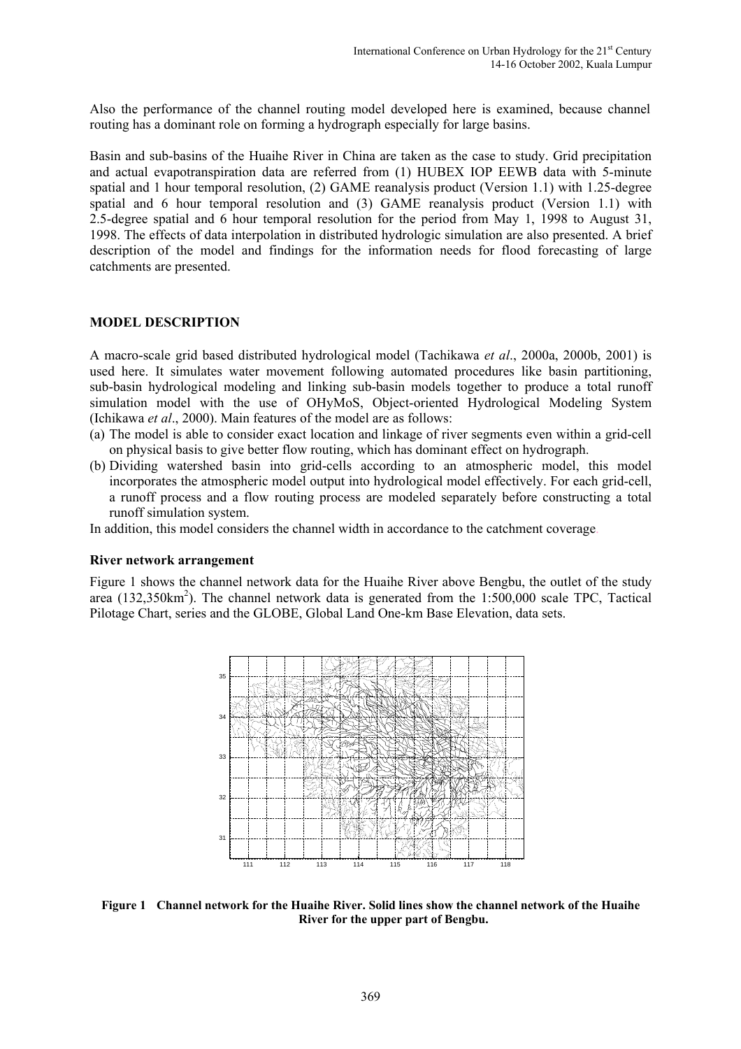Also the performance of the channel routing model developed here is examined, because channel routing has a dominant role on forming a hydrograph especially for large basins.

Basin and sub-basins of the Huaihe River in China are taken as the case to study. Grid precipitation and actual evapotranspiration data are referred from (1) HUBEX IOP EEWB data with 5-minute spatial and 1 hour temporal resolution, (2) GAME reanalysis product (Version 1.1) with 1.25-degree spatial and 6 hour temporal resolution and (3) GAME reanalysis product (Version 1.1) with 2.5-degree spatial and 6 hour temporal resolution for the period from May 1, 1998 to August 31, 1998. The effects of data interpolation in distributed hydrologic simulation are also presented. A brief description of the model and findings for the information needs for flood forecasting of large catchments are presented.

## MODEL DESCRIPTION

A macro-scale grid based distributed hydrological model (Tachikawa *et al*., 2000a, 2000b, 2001) is used here. It simulates water movement following automated procedures like basin partitioning, sub-basin hydrological modeling and linking sub-basin models together to produce a total runoff simulation model with the use of OHyMoS, Object-oriented Hydrological Modeling System (Ichikawa *et al*., 2000). Main features of the model are as follows:

(a) The model is able to consider exact location and linkage of river segments even within a grid-cell on physical basis to give better flow routing, which has dominant effect on hydrograph.
(b) Dividing watershed basin into grid-cells according to an atmospheric model, this model incorporates the atmospheric model output into hydrological model effectively. For each grid-cell, a runoff process and a flow routing process are modeled separately before constructing a total runoff simulation system.

In addition, this model considers the channel width in accordance to the catchment coverage.

### River network arrangement

Figure 1 shows the channel network data for the Huaihe River above Bengbu, the outlet of the study area (132,350km$^2$). The channel network data is generated from the 1:500,000 scale TPC, Tactical Pilotage Chart, series and the GLOBE, Global Land One-km Base Elevation, data sets.

**Figure 1 Channel network for the Huaihe River. Solid lines show the channel network of the Huaihe River for the upper part of Bengbu.**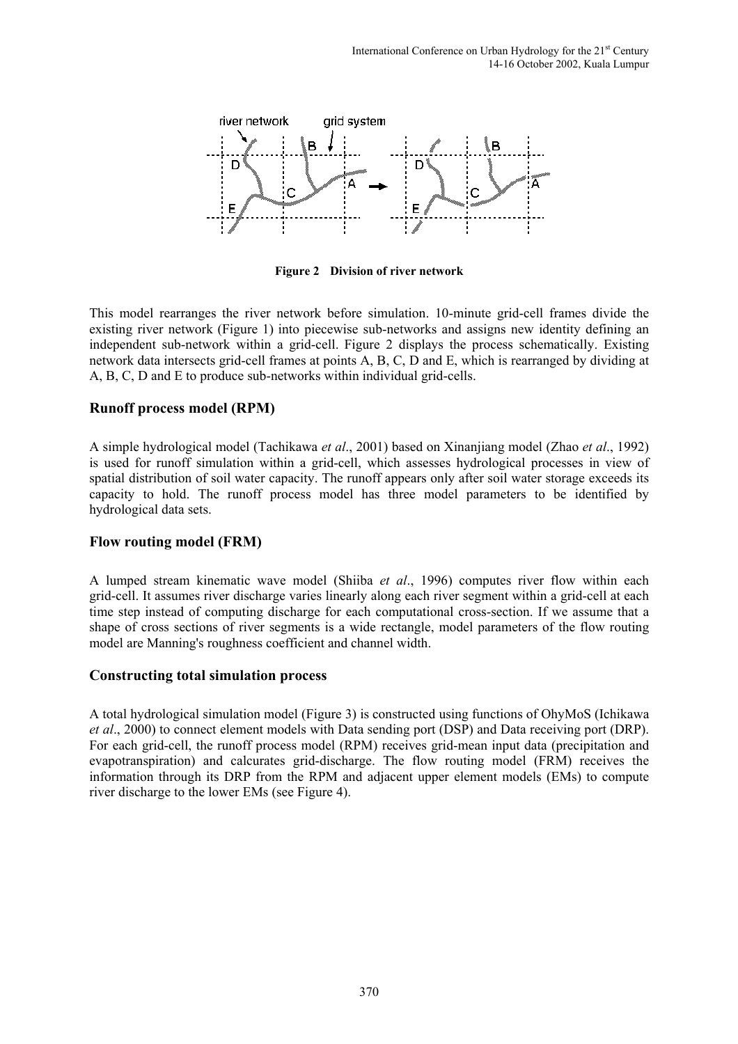**Figure 2 Division of river network**

This model rearranges the river network before simulation. 10-minute grid-cell frames divide the existing river network (Figure 1) into piecewise sub-networks and assigns new identity defining an independent sub-network within a grid-cell. Figure 2 displays the process schematically. Existing network data intersects grid-cell frames at points A, B, C, D and E, which is rearranged by dividing at A, B, C, D and E to produce sub-networks within individual grid-cells.

## Runoff process model (RPM)

A simple hydrological model (Tachikawa *et al*., 2001) based on Xinanjiang model (Zhao *et al*., 1992) is used for runoff simulation within a grid-cell, which assesses hydrological processes in view of spatial distribution of soil water capacity. The runoff appears only after soil water storage exceeds its capacity to hold. The runoff process model has three model parameters to be identified by hydrological data sets.

## Flow routing model (FRM)

A lumped stream kinematic wave model (Shiiba *et al*., 1996) computes river flow within each grid-cell. It assumes river discharge varies linearly along each river segment within a grid-cell at each time step instead of computing discharge for each computational cross-section. If we assume that a shape of cross sections of river segments is a wide rectangle, model parameters of the flow routing model are Manning's roughness coefficient and channel width.

## Constructing total simulation process

A total hydrological simulation model (Figure 3) is constructed using functions of OhyMoS (Ichikawa *et al*., 2000) to connect element models with Data sending port (DSP) and Data receiving port (DRP). For each grid-cell, the runoff process model (RPM) receives grid-mean input data (precipitation and evapotranspiration) and calcurates grid-discharge. The flow routing model (FRM) receives the information through its DRP from the RPM and adjacent upper element models (EMs) to compute river discharge to the lower EMs (see Figure 4).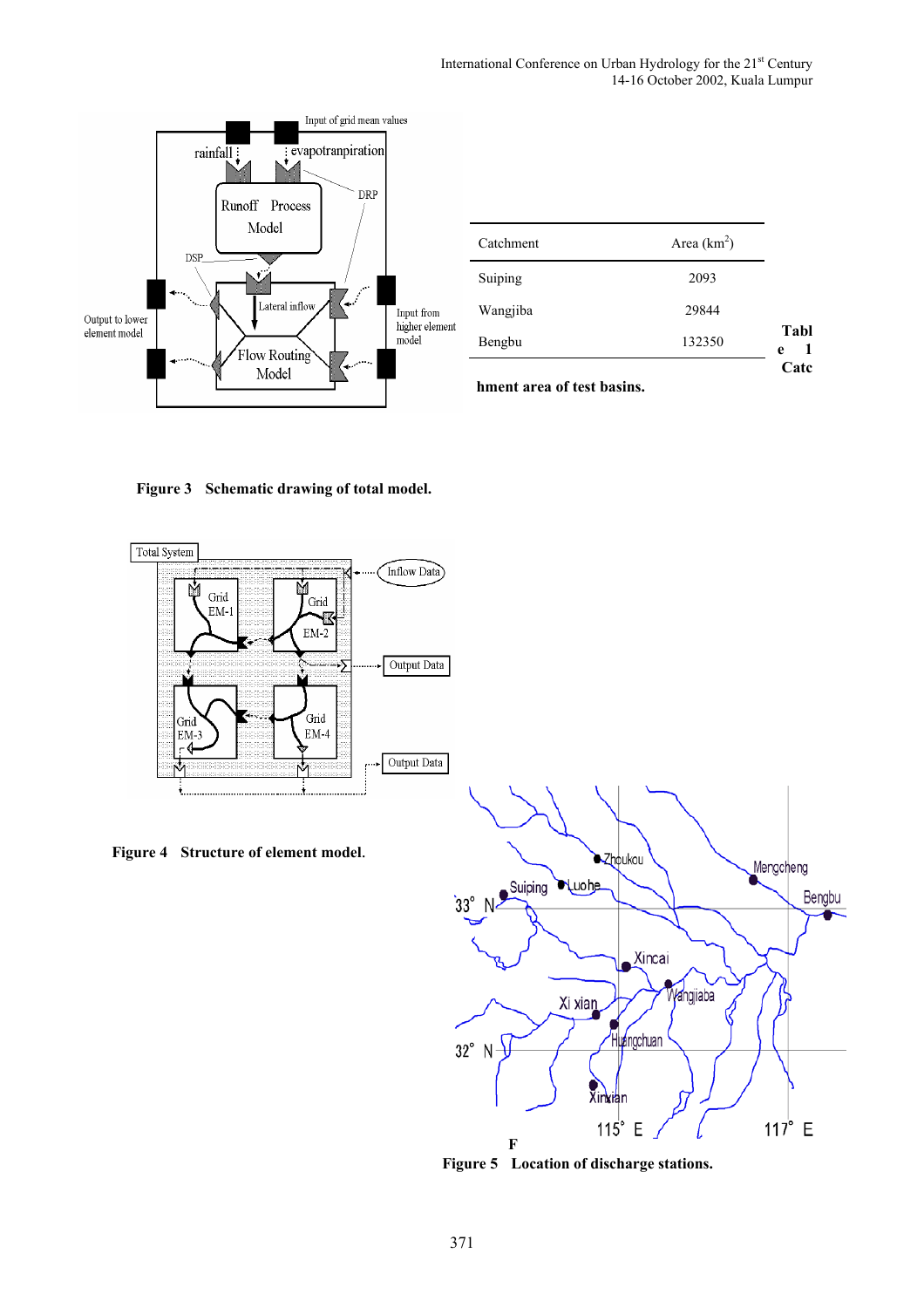Figure 3 Schematic drawing of total model.

| Catchment | Area (km$^2$) |
|---|---|
| Suiping | 2093 |
| Wangjiba | 29844 |
| Bengbu | 132350 |

**Table 1 Catchment area of test basins.**

Figure 4 Structure of element model.

Figure 5 Location of discharge stations.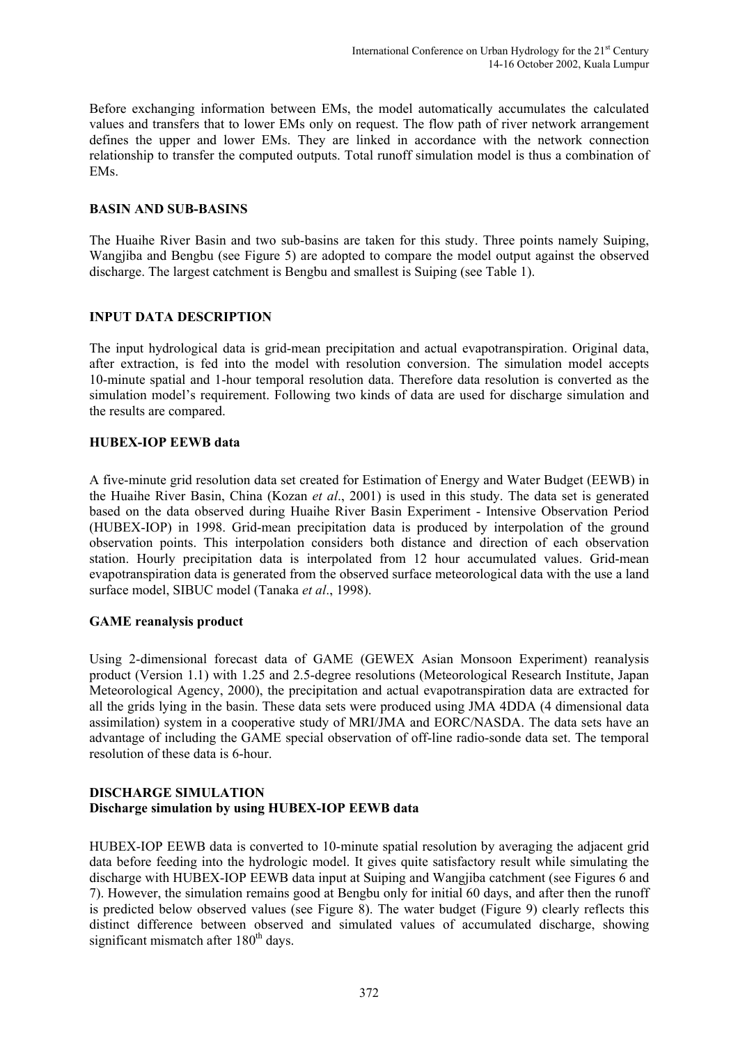Before exchanging information between EMs, the model automatically accumulates the calculated values and transfers that to lower EMs only on request. The flow path of river network arrangement defines the upper and lower EMs. They are linked in accordance with the network connection relationship to transfer the computed outputs. Total runoff simulation model is thus a combination of EMs.

## BASIN AND SUB-BASINS

The Huaihe River Basin and two sub-basins are taken for this study. Three points namely Suiping, Wangjiba and Bengbu (see Figure 5) are adopted to compare the model output against the observed discharge. The largest catchment is Bengbu and smallest is Suiping (see Table 1).

## INPUT DATA DESCRIPTION

The input hydrological data is grid-mean precipitation and actual evapotranspiration. Original data, after extraction, is fed into the model with resolution conversion. The simulation model accepts 10-minute spatial and 1-hour temporal resolution data. Therefore data resolution is converted as the simulation model's requirement. Following two kinds of data are used for discharge simulation and the results are compared.

### HUBEX-IOP EEWB data

A five-minute grid resolution data set created for Estimation of Energy and Water Budget (EEWB) in the Huaihe River Basin, China (Kozan *et al*., 2001) is used in this study. The data set is generated based on the data observed during Huaihe River Basin Experiment - Intensive Observation Period (HUBEX-IOP) in 1998. Grid-mean precipitation data is produced by interpolation of the ground observation points. This interpolation considers both distance and direction of each observation station. Hourly precipitation data is interpolated from 12 hour accumulated values. Grid-mean evapotranspiration data is generated from the observed surface meteorological data with the use a land surface model, SIBUC model (Tanaka *et al*., 1998).

### GAME reanalysis product

Using 2-dimensional forecast data of GAME (GEWEX Asian Monsoon Experiment) reanalysis product (Version 1.1) with 1.25 and 2.5-degree resolutions (Meteorological Research Institute, Japan Meteorological Agency, 2000), the precipitation and actual evapotranspiration data are extracted for all the grids lying in the basin. These data sets were produced using JMA 4DDA (4 dimensional data assimilation) system in a cooperative study of MRI/JMA and EORC/NASDA. The data sets have an advantage of including the GAME special observation of off-line radio-sonde data set. The temporal resolution of these data is 6-hour.

## DISCHARGE SIMULATION

### Discharge simulation by using HUBEX-IOP EEWB data

HUBEX-IOP EEWB data is converted to 10-minute spatial resolution by averaging the adjacent grid data before feeding into the hydrologic model. It gives quite satisfactory result while simulating the discharge with HUBEX-IOP EEWB data input at Suiping and Wangjiba catchment (see Figures 6 and 7). However, the simulation remains good at Bengbu only for initial 60 days, and after then the runoff is predicted below observed values (see Figure 8). The water budget (Figure 9) clearly reflects this distinct difference between observed and simulated values of accumulated discharge, showing significant mismatch after 180$^{th}$ days.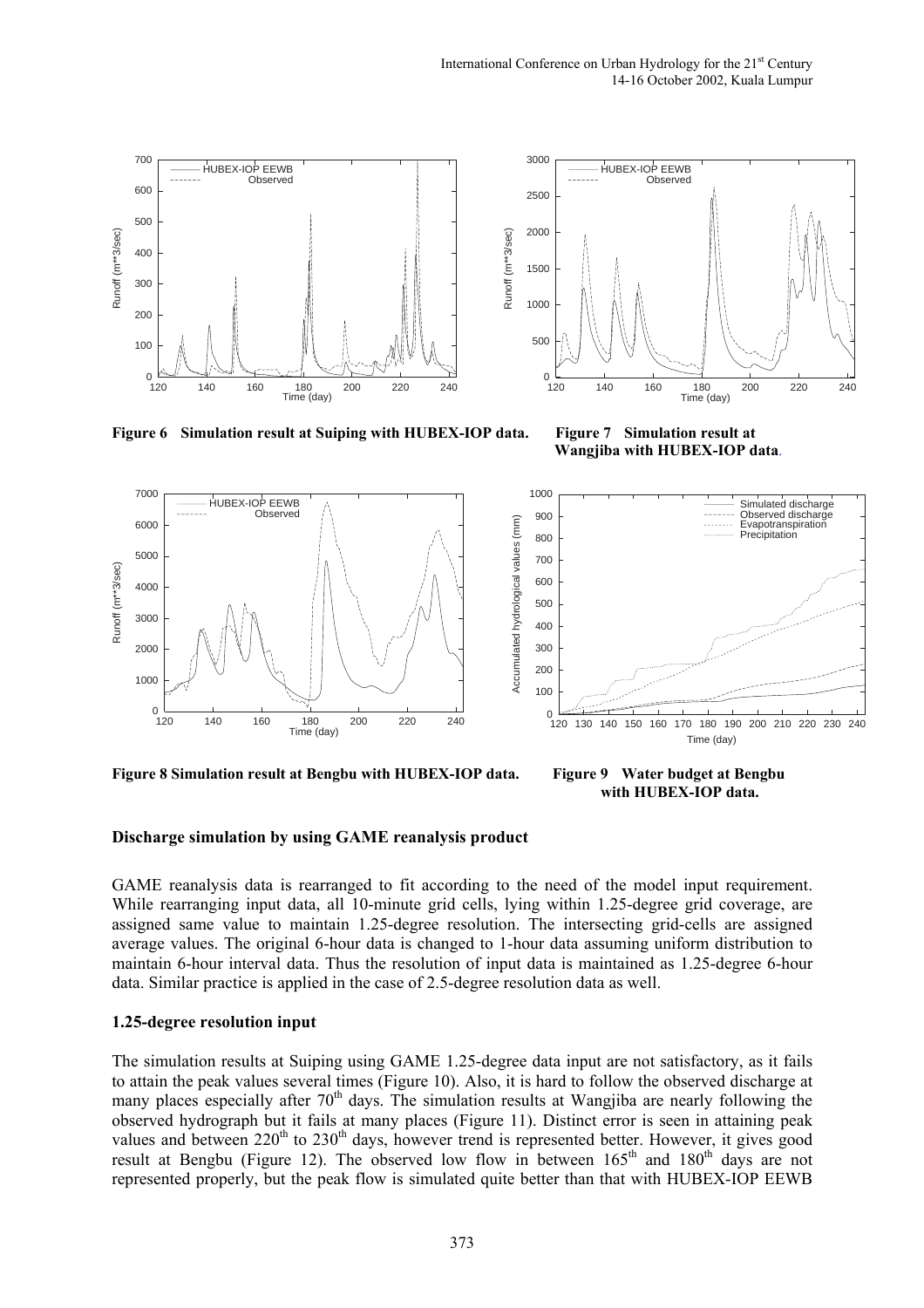**Figure 6 Simulation result at Suiping with HUBEX-IOP data.**

**Figure 7 Simulation result at Wangjiba with HUBEX-IOP data.**

**Figure 8 Simulation result at Bengbu with HUBEX-IOP data.**

**Figure 9 Water budget at Bengbu with HUBEX-IOP data.**

### Discharge simulation by using GAME reanalysis product

GAME reanalysis data is rearranged to fit according to the need of the model input requirement. While rearranging input data, all 10-minute grid cells, lying within 1.25-degree grid coverage, are assigned same value to maintain 1.25-degree resolution. The intersecting grid-cells are assigned average values. The original 6-hour data is changed to 1-hour data assuming uniform distribution to maintain 6-hour interval data. Thus the resolution of input data is maintained as 1.25-degree 6-hour data. Similar practice is applied in the case of 2.5-degree resolution data as well.

### 1.25-degree resolution input

The simulation results at Suiping using GAME 1.25-degree data input are not satisfactory, as it fails to attain the peak values several times (Figure 10). Also, it is hard to follow the observed discharge at many places especially after 70th days. The simulation results at Wangjiba are nearly following the observed hydrograph but it fails at many places (Figure 11). Distinct error is seen in attaining peak values and between 220th to 230th days, however trend is represented better. However, it gives good result at Bengbu (Figure 12). The observed low flow in between 165th and 180th days are not represented properly, but the peak flow is simulated quite better than that with HUBEX-IOP EEWB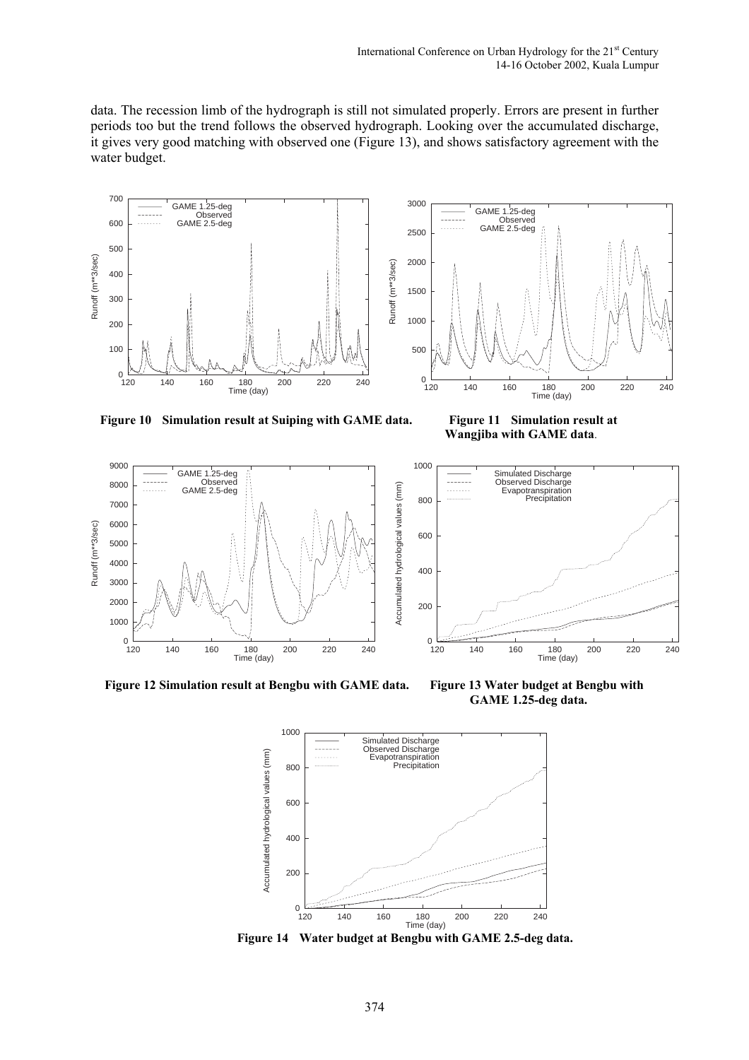data. The recession limb of the hydrograph is still not simulated properly. Errors are present in further periods too but the trend follows the observed hydrograph. Looking over the accumulated discharge, it gives very good matching with observed one (Figure 13), and shows satisfactory agreement with the water budget.

**Figure 10 Simulation result at Suiping with GAME data.**

**Figure 11 Simulation result at Wangjiba with GAME data.**

**Figure 12 Simulation result at Bengbu with GAME data.**

**Figure 13 Water budget at Bengbu with GAME 1.25-deg data.**

**Figure 14 Water budget at Bengbu with GAME 2.5-deg data.**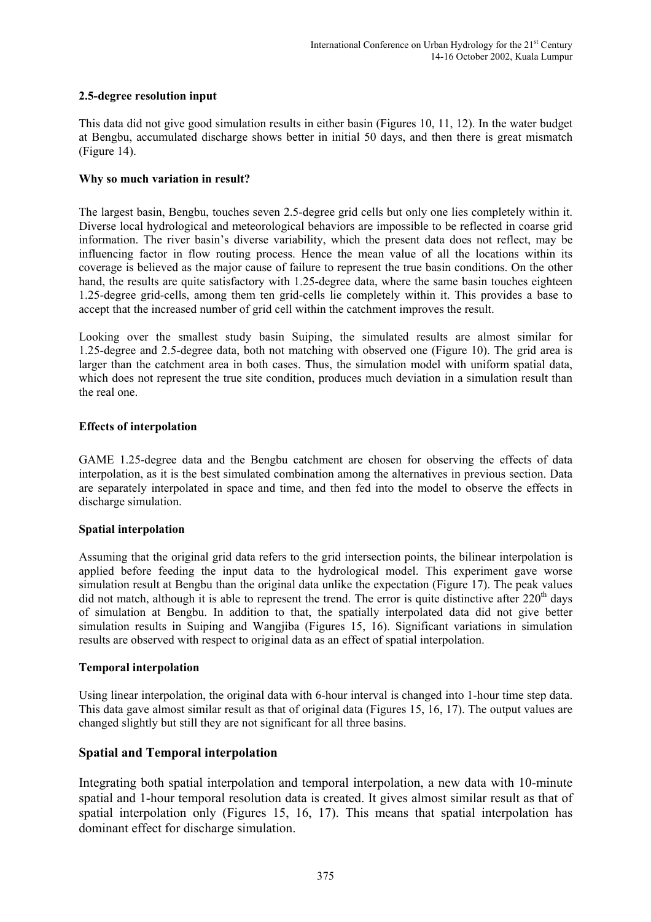**2.5-degree resolution input**

This data did not give good simulation results in either basin (Figures 10, 11, 12). In the water budget at Bengbu, accumulated discharge shows better in initial 50 days, and then there is great mismatch (Figure 14).

**Why so much variation in result?**

The largest basin, Bengbu, touches seven 2.5-degree grid cells but only one lies completely within it. Diverse local hydrological and meteorological behaviors are impossible to be reflected in coarse grid information. The river basin's diverse variability, which the present data does not reflect, may be influencing factor in flow routing process. Hence the mean value of all the locations within its coverage is believed as the major cause of failure to represent the true basin conditions. On the other hand, the results are quite satisfactory with 1.25-degree data, where the same basin touches eighteen 1.25-degree grid-cells, among them ten grid-cells lie completely within it. This provides a base to accept that the increased number of grid cell within the catchment improves the result.

Looking over the smallest study basin Suiping, the simulated results are almost similar for 1.25-degree and 2.5-degree data, both not matching with observed one (Figure 10). The grid area is larger than the catchment area in both cases. Thus, the simulation model with uniform spatial data, which does not represent the true site condition, produces much deviation in a simulation result than the real one.

**Effects of interpolation**

GAME 1.25-degree data and the Bengbu catchment are chosen for observing the effects of data interpolation, as it is the best simulated combination among the alternatives in previous section. Data are separately interpolated in space and time, and then fed into the model to observe the effects in discharge simulation.

**Spatial interpolation**

Assuming that the original grid data refers to the grid intersection points, the bilinear interpolation is applied before feeding the input data to the hydrological model. This experiment gave worse simulation result at Bengbu than the original data unlike the expectation (Figure 17). The peak values did not match, although it is able to represent the trend. The error is quite distinctive after 220th days of simulation at Bengbu. In addition to that, the spatially interpolated data did not give better simulation results in Suiping and Wangjiba (Figures 15, 16). Significant variations in simulation results are observed with respect to original data as an effect of spatial interpolation.

**Temporal interpolation**

Using linear interpolation, the original data with 6-hour interval is changed into 1-hour time step data. This data gave almost similar result as that of original data (Figures 15, 16, 17). The output values are changed slightly but still they are not significant for all three basins.

## Spatial and Temporal interpolation

Integrating both spatial interpolation and temporal interpolation, a new data with 10-minute spatial and 1-hour temporal resolution data is created. It gives almost similar result as that of spatial interpolation only (Figures 15, 16, 17). This means that spatial interpolation has dominant effect for discharge simulation.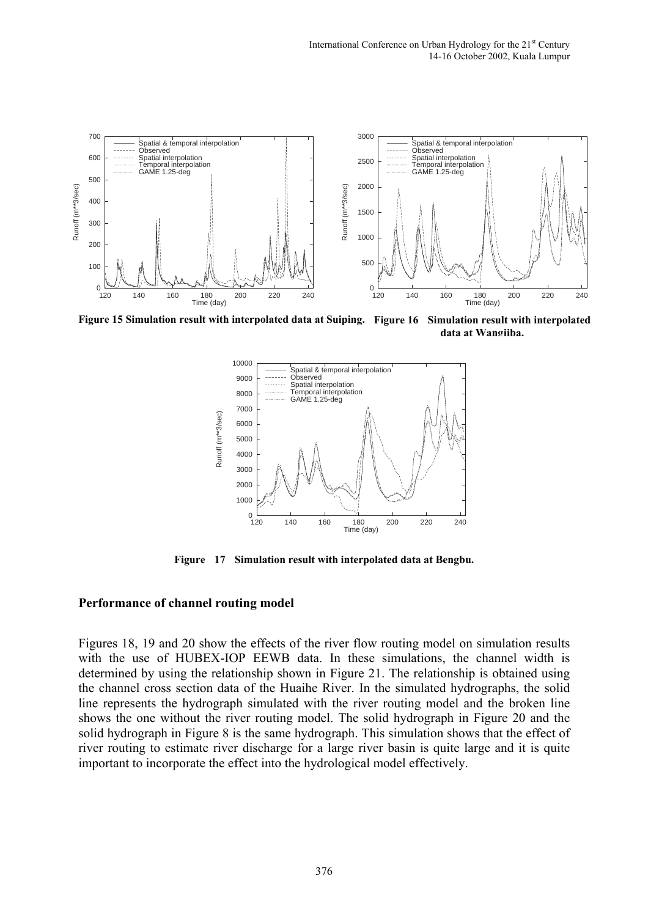Figure 15 Simulation result with interpolated data at Suiping.

Figure 16 Simulation result with interpolated data at Wangjiba.

Figure 17 Simulation result with interpolated data at Bengbu.

## Performance of channel routing model

Figures 18, 19 and 20 show the effects of the river flow routing model on simulation results with the use of HUBEX-IOP EEWB data. In these simulations, the channel width is determined by using the relationship shown in Figure 21. The relationship is obtained using the channel cross section data of the Huaihe River. In the simulated hydrographs, the solid line represents the hydrograph simulated with the river routing model and the broken line shows the one without the river routing model. The solid hydrograph in Figure 20 and the solid hydrograph in Figure 8 is the same hydrograph. This simulation shows that the effect of river routing to estimate river discharge for a large river basin is quite large and it is quite important to incorporate the effect into the hydrological model effectively.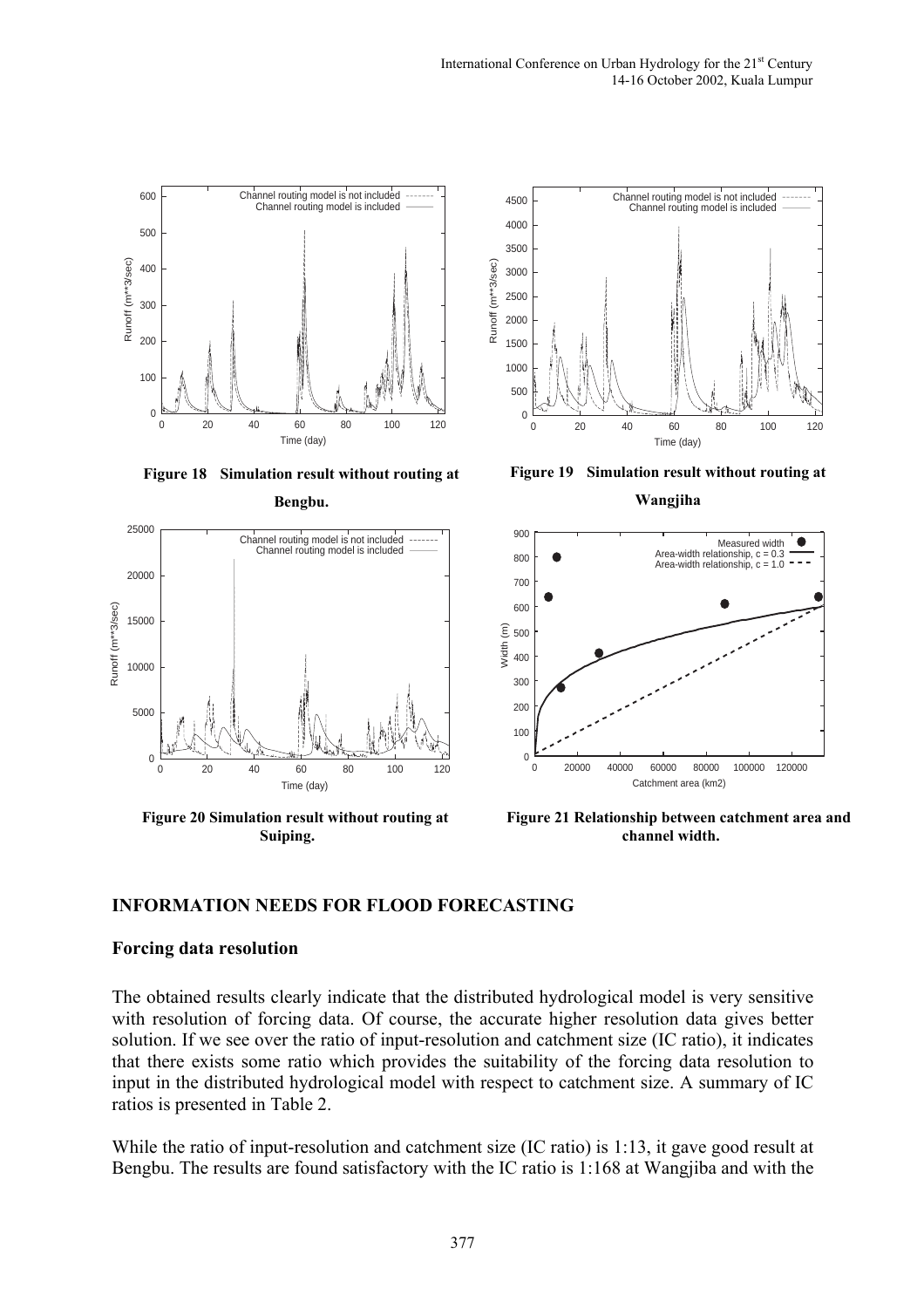**Figure 18 Simulation result without routing at Bengbu.**

**Figure 19 Simulation result without routing at Wangjiha**

**Figure 20 Simulation result without routing at Suiping.**

**Figure 21 Relationship between catchment area and channel width.**

## INFORMATION NEEDS FOR FLOOD FORECASTING

### Forcing data resolution

The obtained results clearly indicate that the distributed hydrological model is very sensitive with resolution of forcing data. Of course, the accurate higher resolution data gives better solution. If we see over the ratio of input-resolution and catchment size (IC ratio), it indicates that there exists some ratio which provides the suitability of the forcing data resolution to input in the distributed hydrological model with respect to catchment size. A summary of IC ratios is presented in Table 2.

While the ratio of input-resolution and catchment size (IC ratio) is 1:13, it gave good result at Bengbu. The results are found satisfactory with the IC ratio is 1:168 at Wangjiba and with the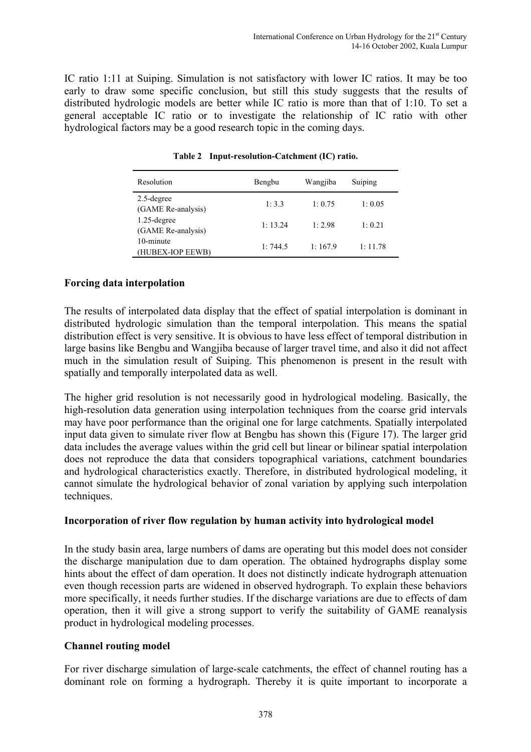IC ratio 1:11 at Suiping. Simulation is not satisfactory with lower IC ratios. It may be too early to draw some specific conclusion, but still this study suggests that the results of distributed hydrologic models are better while IC ratio is more than that of 1:10. To set a general acceptable IC ratio or to investigate the relationship of IC ratio with other hydrological factors may be a good research topic in the coming days.

**Table 2 Input-resolution-Catchment (IC) ratio.**

| Resolution | Bengbu | Wangjiba | Suiping |
|---|---|---|---|
| 2.5-degree (GAME Re-analysis) | 1: 3.3 | 1: 0.75 | 1: 0.05 |
| 1.25-degree (GAME Re-analysis) | 1: 13.24 | 1: 2.98 | 1: 0.21 |
| 10-minute (HUBEX-IOP EEWB) | 1: 744.5 | 1: 167.9 | 1: 11.78 |

**Forcing data interpolation**

The results of interpolated data display that the effect of spatial interpolation is dominant in distributed hydrologic simulation than the temporal interpolation. This means the spatial distribution effect is very sensitive. It is obvious to have less effect of temporal distribution in large basins like Bengbu and Wangjiba because of larger travel time, and also it did not affect much in the simulation result of Suiping. This phenomenon is present in the result with spatially and temporally interpolated data as well.

The higher grid resolution is not necessarily good in hydrological modeling. Basically, the high-resolution data generation using interpolation techniques from the coarse grid intervals may have poor performance than the original one for large catchments. Spatially interpolated input data given to simulate river flow at Bengbu has shown this (Figure 17). The larger grid data includes the average values within the grid cell but linear or bilinear spatial interpolation does not reproduce the data that considers topographical variations, catchment boundaries and hydrological characteristics exactly. Therefore, in distributed hydrological modeling, it cannot simulate the hydrological behavior of zonal variation by applying such interpolation techniques.

**Incorporation of river flow regulation by human activity into hydrological model**

In the study basin area, large numbers of dams are operating but this model does not consider the discharge manipulation due to dam operation. The obtained hydrographs display some hints about the effect of dam operation. It does not distinctly indicate hydrograph attenuation even though recession parts are widened in observed hydrograph. To explain these behaviors more specifically, it needs further studies. If the discharge variations are due to effects of dam operation, then it will give a strong support to verify the suitability of GAME reanalysis product in hydrological modeling processes.

**Channel routing model**

For river discharge simulation of large-scale catchments, the effect of channel routing has a dominant role on forming a hydrograph. Thereby it is quite important to incorporate a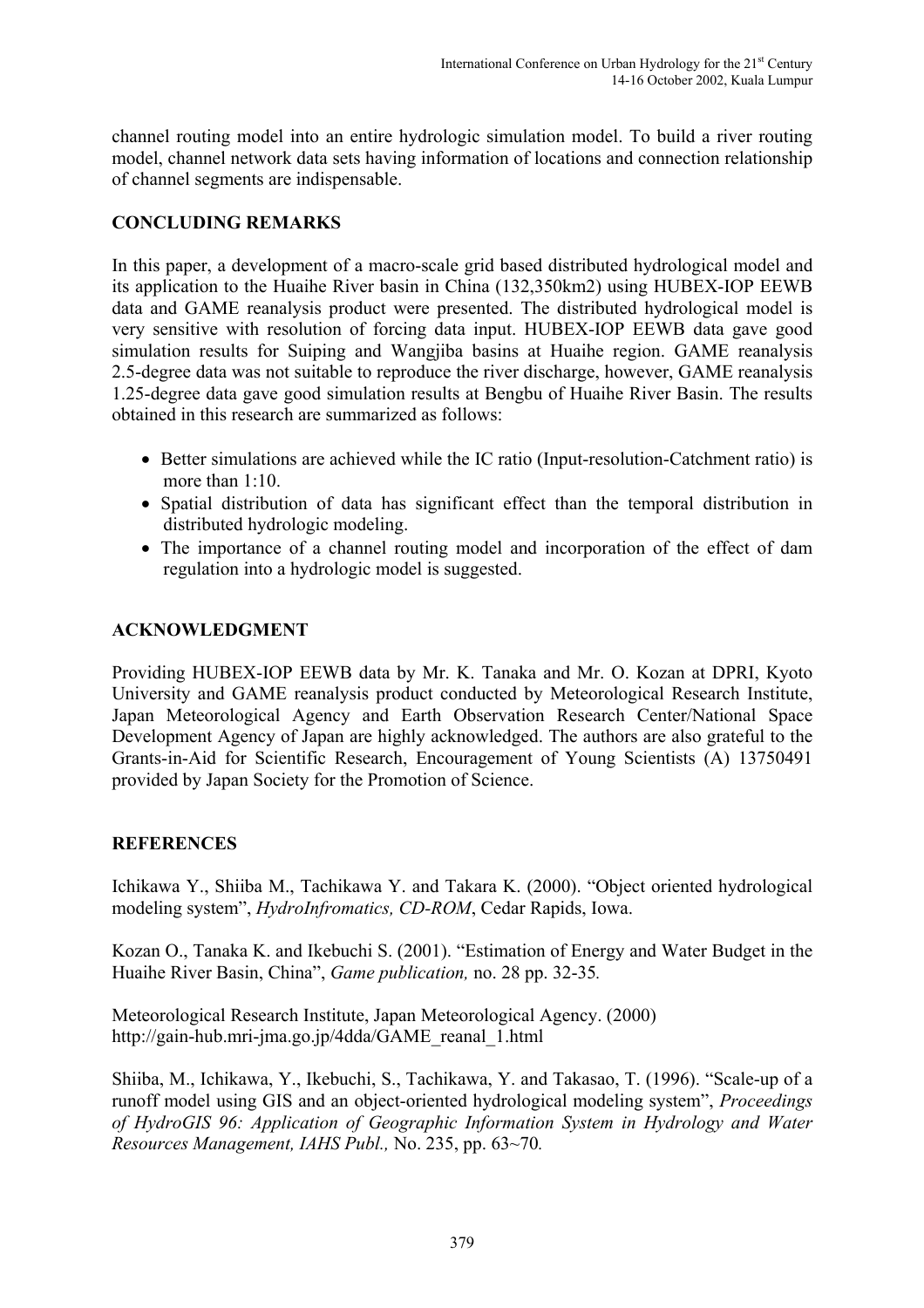channel routing model into an entire hydrologic simulation model. To build a river routing model, channel network data sets having information of locations and connection relationship of channel segments are indispensable.

## CONCLUDING REMARKS

In this paper, a development of a macro-scale grid based distributed hydrological model and its application to the Huaihe River basin in China (132,350km2) using HUBEX-IOP EEWB data and GAME reanalysis product were presented. The distributed hydrological model is very sensitive with resolution of forcing data input. HUBEX-IOP EEWB data gave good simulation results for Suiping and Wangjiba basins at Huaihe region. GAME reanalysis 2.5-degree data was not suitable to reproduce the river discharge, however, GAME reanalysis 1.25-degree data gave good simulation results at Bengbu of Huaihe River Basin. The results obtained in this research are summarized as follows:

- Better simulations are achieved while the IC ratio (Input-resolution-Catchment ratio) is more than 1:10.
- Spatial distribution of data has significant effect than the temporal distribution in distributed hydrologic modeling.
- The importance of a channel routing model and incorporation of the effect of dam regulation into a hydrologic model is suggested.

## ACKNOWLEDGMENT

Providing HUBEX-IOP EEWB data by Mr. K. Tanaka and Mr. O. Kozan at DPRI, Kyoto University and GAME reanalysis product conducted by Meteorological Research Institute, Japan Meteorological Agency and Earth Observation Research Center/National Space Development Agency of Japan are highly acknowledged. The authors are also grateful to the Grants-in-Aid for Scientific Research, Encouragement of Young Scientists (A) 13750491 provided by Japan Society for the Promotion of Science.

## REFERENCES

Ichikawa Y., Shiiba M., Tachikawa Y. and Takara K. (2000). "Object oriented hydrological modeling system", *HydroInfromatics, CD-ROM*, Cedar Rapids, Iowa.

Kozan O., Tanaka K. and Ikebuchi S. (2001). "Estimation of Energy and Water Budget in the Huaihe River Basin, China", *Game publication,* no. 28 pp. 32-35*.*

Meteorological Research Institute, Japan Meteorological Agency. (2000) http://gain-hub.mri-jma.go.jp/4dda/GAME_reanal_1.html

Shiiba, M., Ichikawa, Y., Ikebuchi, S., Tachikawa, Y. and Takasao, T. (1996). "Scale-up of a runoff model using GIS and an object-oriented hydrological modeling system", *Proceedings of HydroGIS 96: Application of Geographic Information System in Hydrology and Water Resources Management, IAHS Publ.,* No. 235, pp. 63~70*.*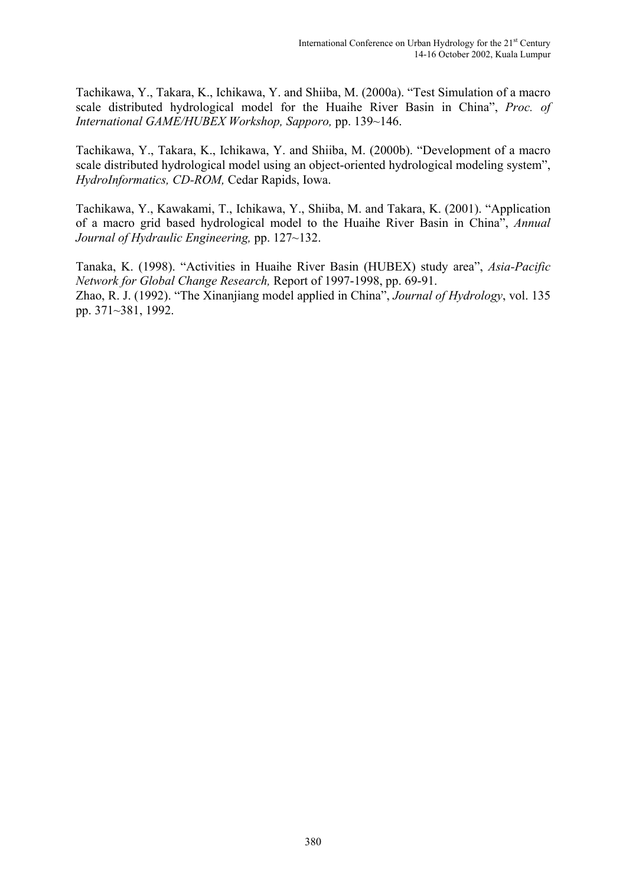Tachikawa, Y., Takara, K., Ichikawa, Y. and Shiiba, M. (2000a). "Test Simulation of a macro scale distributed hydrological model for the Huaihe River Basin in China", *Proc. of International GAME/HUBEX Workshop, Sapporo,* pp. 139~146.

Tachikawa, Y., Takara, K., Ichikawa, Y. and Shiiba, M. (2000b). "Development of a macro scale distributed hydrological model using an object-oriented hydrological modeling system", *HydroInformatics, CD-ROM,* Cedar Rapids, Iowa.

Tachikawa, Y., Kawakami, T., Ichikawa, Y., Shiiba, M. and Takara, K. (2001). "Application of a macro grid based hydrological model to the Huaihe River Basin in China", *Annual Journal of Hydraulic Engineering,* pp. 127~132.

Tanaka, K. (1998). "Activities in Huaihe River Basin (HUBEX) study area", *Asia-Pacific Network for Global Change Research,* Report of 1997-1998, pp. 69-91.

Zhao, R. J. (1992). "The Xinanjiang model applied in China", *Journal of Hydrology*, vol. 135 pp. 371~381, 1992.